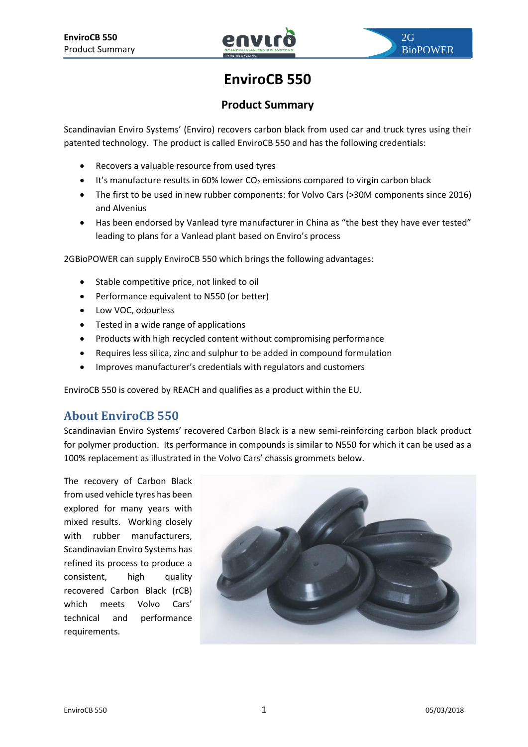# EnviroCB 550

## Product Summary

Scandinavian Enviro Systems' (Enviro) recovers carbon black from used car and truck tyres using their patented technology. The product is called EnviroCB 550 and has the following credentials:

- Recovers a valuable resource from used tyres
- It's manufacture results in 60% lower $CO_2$ emissions compared to virgin carbon black
- The first to be used in new rubber components: for Volvo Cars (>30M components since 2016) and Alvenius
- Has been endorsed by Vanlead tyre manufacturer in China as "the best they have ever tested" leading to plans for a Vanlead plant based on Enviro's process

2GBioPOWER can supply EnviroCB 550 which brings the following advantages:

- Stable competitive price, not linked to oil
- Performance equivalent to N550 (or better)
- Low VOC, odourless
- Tested in a wide range of applications
- Products with high recycled content without compromising performance
- Requires less silica, zinc and sulphur to be added in compound formulation
- Improves manufacturer's credentials with regulators and customers

EnviroCB 550 is covered by REACH and qualifies as a product within the EU.

## About EnviroCB 550

Scandinavian Enviro Systems' recovered Carbon Black is a new semi-reinforcing carbon black product for polymer production. Its performance in compounds is similar to N550 for which it can be used as a 100% replacement as illustrated in the Volvo Cars' chassis grommets below.

The recovery of Carbon Black from used vehicle tyres has been explored for many years with mixed results. Working closely with rubber manufacturers, Scandinavian Enviro Systems has refined its process to produce a consistent, high quality recovered Carbon Black (rCB) which meets Volvo Cars' technical and performance requirements.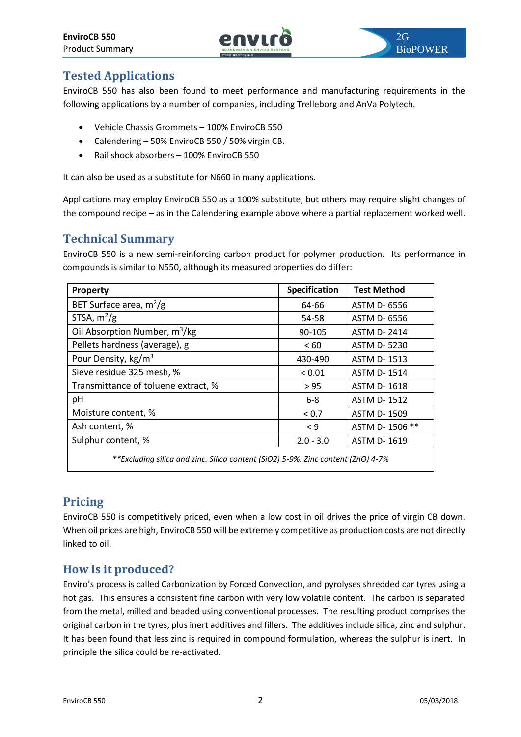## Tested Applications

EnviroCB 550 has also been found to meet performance and manufacturing requirements in the following applications by a number of companies, including Trelleborg and AnVa Polytech.

- Vehicle Chassis Grommets – 100% EnviroCB 550
- Calendering – 50% EnviroCB 550 / 50% virgin CB.
- Rail shock absorbers – 100% EnviroCB 550

It can also be used as a substitute for N660 in many applications.

Applications may employ EnviroCB 550 as a 100% substitute, but others may require slight changes of the compound recipe – as in the Calendering example above where a partial replacement worked well.

## Technical Summary

EnviroCB 550 is a new semi-reinforcing carbon product for polymer production. Its performance in compounds is similar to N550, although its measured properties do differ:

| Property | Specification | Test Method |
|---|---|---|
| BET Surface area, $m^2/g$ | 64-66 | ASTM D- 6556 |
| STSA, $m^2/g$ | 54-58 | ASTM D- 6556 |
| Oil Absorption Number, $m^3/kg$ | 90-105 | ASTM D- 2414 |
| Pellets hardness (average), g | < 60 | ASTM D- 5230 |
| Pour Density, $kg/m^3$ | 430-490 | ASTM D- 1513 |
| Sieve residue 325 mesh, % | < 0.01 | ASTM D- 1514 |
| Transmittance of toluene extract, % | > 95 | ASTM D- 1618 |
| pH | 6-8 | ASTM D- 1512 |
| Moisture content, % | < 0.7 | ASTM D- 1509 |
| Ash content, % | < 9 | ASTM D- 1506 ** |
| Sulphur content, % | 2.0 - 3.0 | ASTM D- 1619 |

*\*\*Excluding silica and zinc. Silica content ($SiO_2$) 5-9%. Zinc content (ZnO) 4-7%*

## Pricing

EnviroCB 550 is competitively priced, even when a low cost in oil drives the price of virgin CB down. When oil prices are high, EnviroCB 550 will be extremely competitive as production costs are not directly linked to oil.

## How is it produced?

Enviro's process is called Carbonization by Forced Convection, and pyrolyses shredded car tyres using a hot gas. This ensures a consistent fine carbon with very low volatile content. The carbon is separated from the metal, milled and beaded using conventional processes. The resulting product comprises the original carbon in the tyres, plus inert additives and fillers. The additives include silica, zinc and sulphur. It has been found that less zinc is required in compound formulation, whereas the sulphur is inert. In principle the silica could be re-activated.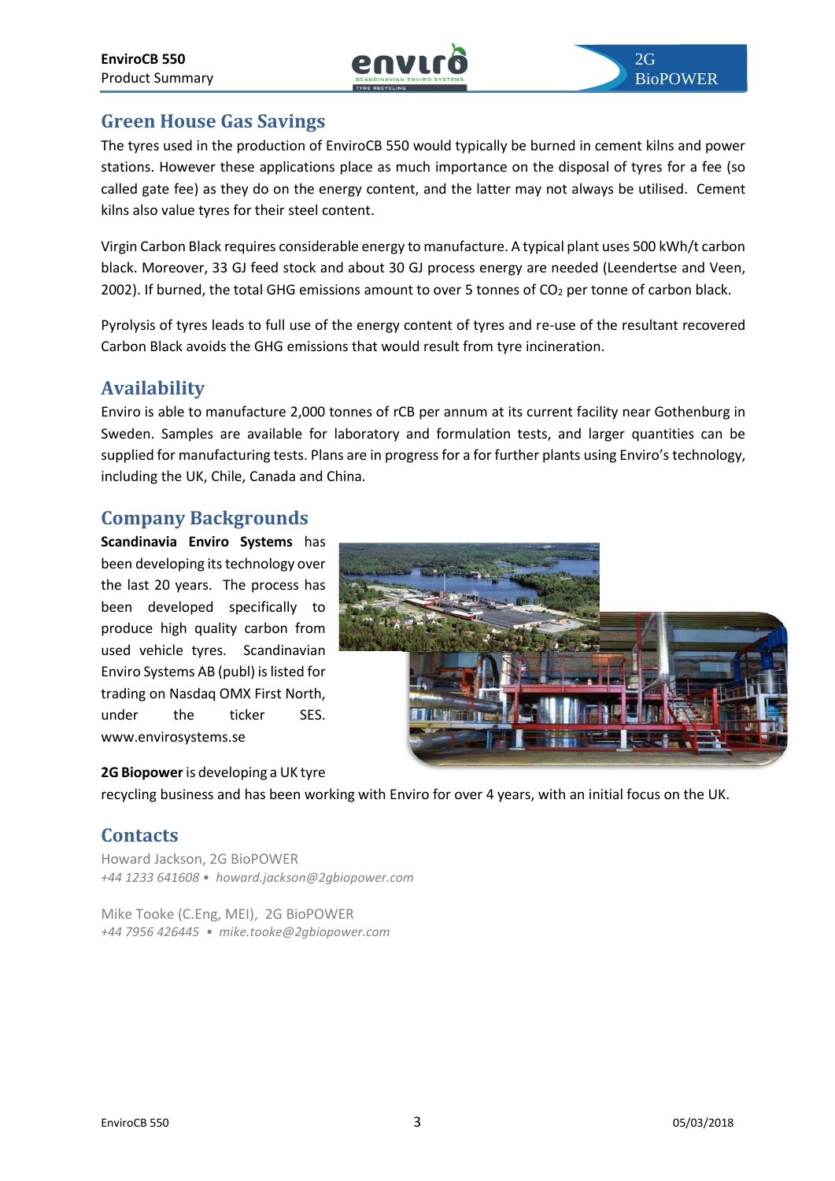## Green House Gas Savings

The tyres used in the production of EnviroCB 550 would typically be burned in cement kilns and power stations. However these applications place as much importance on the disposal of tyres for a fee (so called gate fee) as they do on the energy content, and the latter may not always be utilised. Cement kilns also value tyres for their steel content.

Virgin Carbon Black requires considerable energy to manufacture. A typical plant uses 500 kWh/t carbon black. Moreover, 33 GJ feed stock and about 30 GJ process energy are needed (Leendertse and Veen, 2002). If burned, the total GHG emissions amount to over 5 tonnes of $CO_2$ per tonne of carbon black.

Pyrolysis of tyres leads to full use of the energy content of tyres and re-use of the resultant recovered Carbon Black avoids the GHG emissions that would result from tyre incineration.

## Availability

Enviro is able to manufacture 2,000 tonnes of rCB per annum at its current facility near Gothenburg in Sweden. Samples are available for laboratory and formulation tests, and larger quantities can be supplied for manufacturing tests. Plans are in progress for a for further plants using Enviro's technology, including the UK, Chile, Canada and China.

## Company Backgrounds

**Scandinavia Enviro Systems** has been developing its technology over the last 20 years. The process has been developed specifically to produce high quality carbon from used vehicle tyres. Scandinavian Enviro Systems AB (publ) is listed for trading on Nasdaq OMX First North, under the ticker SES. www.envirosystems.se

**2G Biopower** is developing a UK tyre recycling business and has been working with Enviro for over 4 years, with an initial focus on the UK.

## Contacts

Howard Jackson, 2G BioPOWER
*+44 1233 641608 • howard.jackson@2gbiopower.com*

Mike Tooke (C.Eng, MEI), 2G BioPOWER
*+44 7956 426445 • mike.tooke@2gbiopower.com*